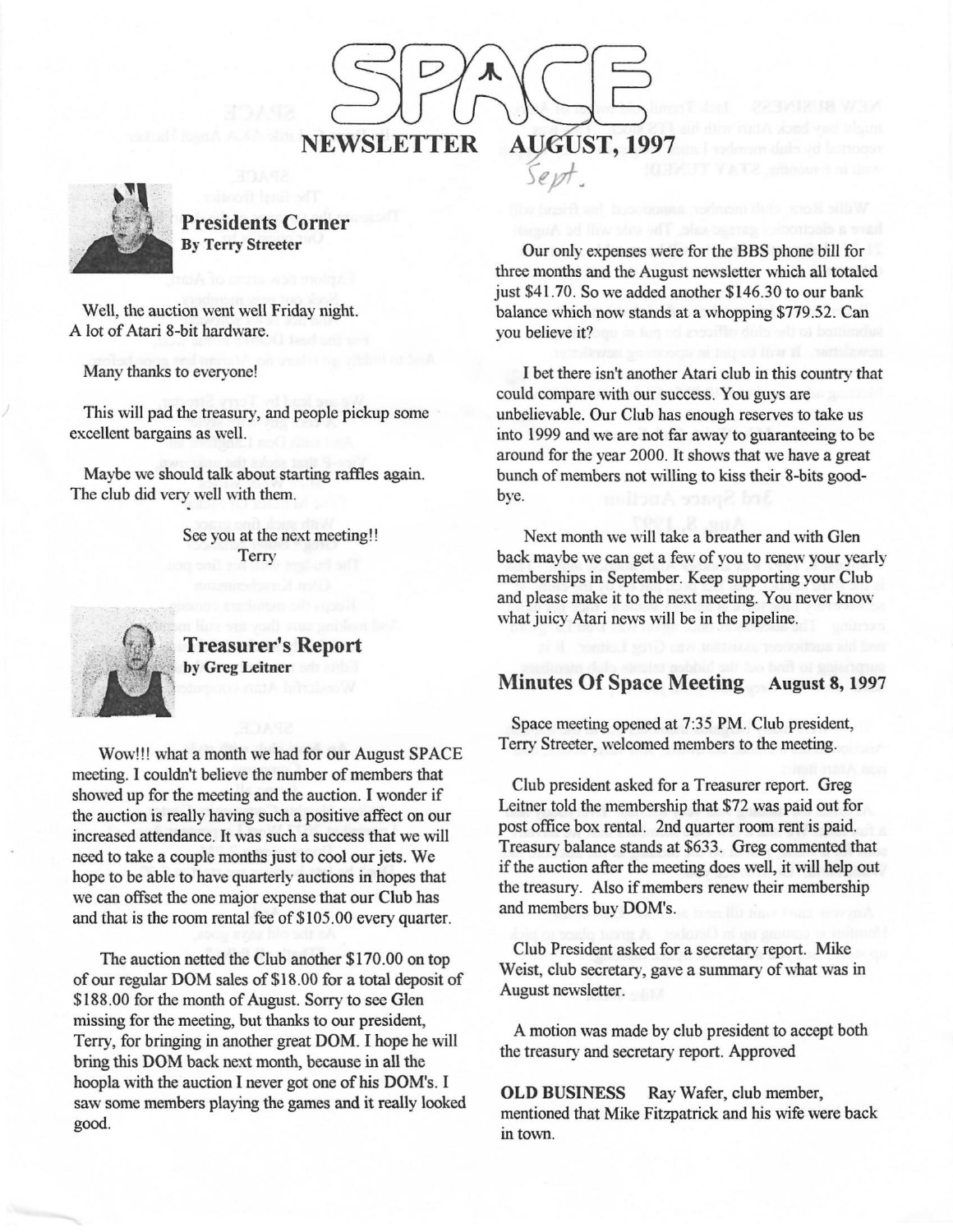# SPACE NEWSLETTER AUGUST, 1997

Sept.

## Presidents Corner

**By Terry Streeter**

Well, the auction went well Friday night. A lot of Atari 8-bit hardware.

Many thanks to everyone!

This will pad the treasury, and people pickup some excellent bargains as well.

Maybe we should talk about starting raffles again. The club did very well with them.

See you at the next meeting!!
Terry

## Treasurer's Report

**by Greg Leitner**

Wow!!! what a month we had for our August SPACE meeting. I couldn't believe the number of members that showed up for the meeting and the auction. I wonder if the auction is really having such a positive affect on our increased attendance. It was such a success that we will need to take a couple months just to cool our jets. We hope to be able to have quarterly auctions in hopes that we can offset the one major expense that our Club has and that is the room rental fee of $105.00 every quarter.

The auction netted the Club another $170.00 on top of our regular DOM sales of $18.00 for a total deposit of $188.00 for the month of August. Sorry to see Glen missing for the meeting, but thanks to our president, Terry, for bringing in another great DOM. I hope he will bring this DOM back next month, because in all the hoopla with the auction I never got one of his DOM's. I saw some members playing the games and it really looked good.

Our only expenses were for the BBS phone bill for three months and the August newsletter which all totaled just $41.70. So we added another $146.30 to our bank balance which now stands at a whopping $779.52. Can you believe it?

I bet there isn't another Atari club in this country that could compare with our success. You guys are unbelievable. Our Club has enough reserves to take us into 1999 and we are not far away to guaranteeing to be around for the year 2000. It shows that we have a great bunch of members not willing to kiss their 8-bits good-bye.

Next month we will take a breather and with Glen back maybe we can get a few of you to renew your yearly memberships in September. Keep supporting your Club and please make it to the next meeting. You never know what juicy Atari news will be in the pipeline.

## Minutes Of Space Meeting August 8, 1997

Space meeting opened at 7:35 PM. Club president, Terry Streeter, welcomed members to the meeting.

Club president asked for a Treasurer report. Greg Leitner told the membership that $72 was paid out for post office box rental. 2nd quarter room rent is paid. Treasury balance stands at $633. Greg commented that if the auction after the meeting does well, it will help out the treasury. Also if members renew their membership and members buy DOM's.

Club President asked for a secretary report. Mike Weist, club secretary, gave a summary of what was in August newsletter.

A motion was made by club president to accept both the treasury and secretary report. Approved

**OLD BUSINESS** Ray Wafer, club member, mentioned that Mike Fitzpatrick and his wife were back in town.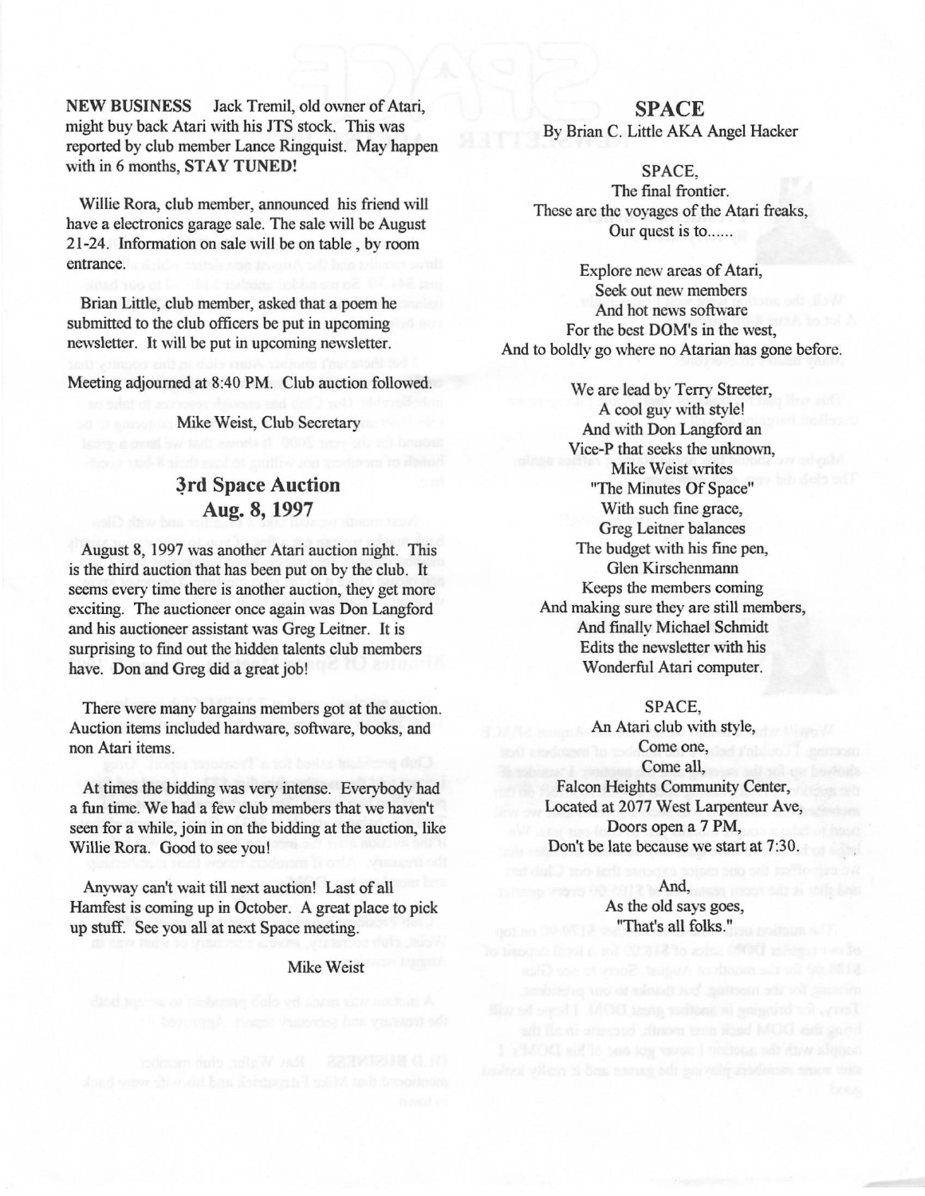**NEW BUSINESS** Jack Tremil, old owner of Atari, might buy back Atari with his JTS stock. This was reported by club member Lance Ringquist. May happen with in 6 months, **STAY TUNED!**

Willie Rora, club member, announced his friend will have a electronics garage sale. The sale will be August 21-24. Information on sale will be on table , by room entrance.

Brian Little, club member, asked that a poem he submitted to the club officers be put in upcoming newsletter. It will be put in upcoming newsletter.

Meeting adjourned at 8:40 PM. Club auction followed.

Mike Weist, Club Secretary

## 3rd Space Auction
## Aug. 8, 1997

August 8, 1997 was another Atari auction night. This is the third auction that has been put on by the club. It seems every time there is another auction, they get more exciting. The auctioneer once again was Don Langford and his auctioneer assistant was Greg Leitner. It is surprising to find out the hidden talents club members have. Don and Greg did a great job!

There were many bargains members got at the auction. Auction items included hardware, software, books, and non Atari items.

At times the bidding was very intense. Everybody had a fun time. We had a few club members that we haven't seen for a while, join in on the bidding at the auction, like Willie Rora. Good to see you!

Anyway can't wait till next auction! Last of all Hamfest is coming up in October. A great place to pick up stuff. See you all at next Space meeting.

Mike Weist

## SPACE

By Brian C. Little AKA Angel Hacker

SPACE,
The final frontier.
These are the voyages of the Atari freaks,
Our quest is to......

Explore new areas of Atari,
Seek out new members
And hot news software
For the best DOM's in the west,
And to boldly go where no Atarian has gone before.

We are lead by Terry Streeter,
A cool guy with style!
And with Don Langford an
Vice-P that seeks the unknown,
Mike Weist writes
"The Minutes Of Space"
With such fine grace,
Greg Leitner balances
The budget with his fine pen,
Glen Kirschenmann
Keeps the members coming
And making sure they are still members,
And finally Michael Schmidt
Edits the newsletter with his
Wonderful Atari computer.

SPACE,
An Atari club with style,
Come one,
Come all,
Falcon Heights Community Center,
Located at 2077 West Larpenteur Ave,
Doors open a 7 PM,
Don't be late because we start at 7:30.

And,
As the old says goes,
"That's all folks."